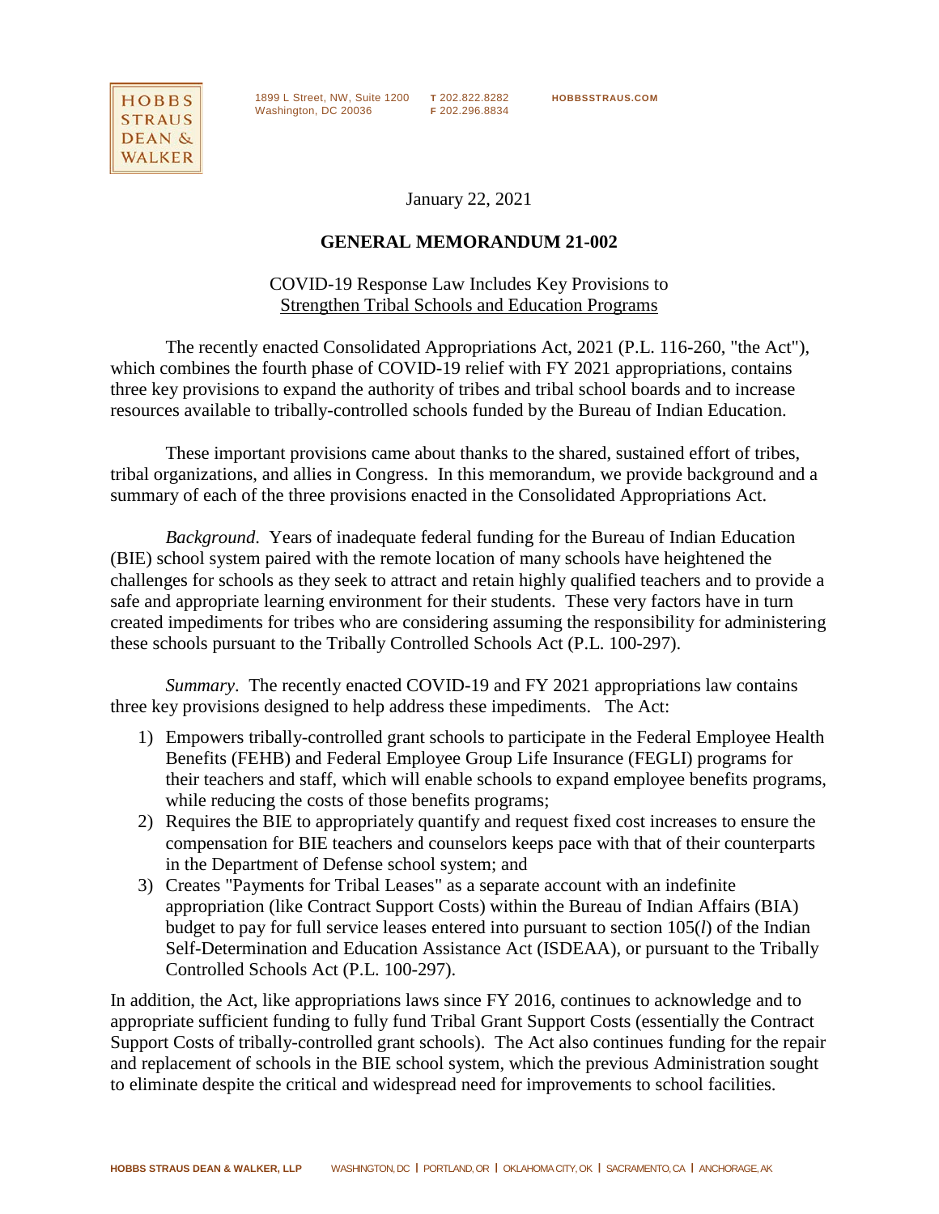HOBBS STRAUS DEAN & WALKER

1899 L Street, NW, Suite 1200
Washington, DC 20036

T 202.822.8282
F 202.296.8834

HOBBSSTRAUS.COM

January 22, 2021

## GENERAL MEMORANDUM 21-002

COVID-19 Response Law Includes Key Provisions to
Strengthen Tribal Schools and Education Programs

The recently enacted Consolidated Appropriations Act, 2021 (P.L. 116-260, "the Act"), which combines the fourth phase of COVID-19 relief with FY 2021 appropriations, contains three key provisions to expand the authority of tribes and tribal school boards and to increase resources available to tribally-controlled schools funded by the Bureau of Indian Education.

These important provisions came about thanks to the shared, sustained effort of tribes, tribal organizations, and allies in Congress. In this memorandum, we provide background and a summary of each of the three provisions enacted in the Consolidated Appropriations Act.

*Background*. Years of inadequate federal funding for the Bureau of Indian Education (BIE) school system paired with the remote location of many schools have heightened the challenges for schools as they seek to attract and retain highly qualified teachers and to provide a safe and appropriate learning environment for their students. These very factors have in turn created impediments for tribes who are considering assuming the responsibility for administering these schools pursuant to the Tribally Controlled Schools Act (P.L. 100-297).

*Summary*. The recently enacted COVID-19 and FY 2021 appropriations law contains three key provisions designed to help address these impediments. The Act:

1) Empowers tribally-controlled grant schools to participate in the Federal Employee Health Benefits (FEHB) and Federal Employee Group Life Insurance (FEGLI) programs for their teachers and staff, which will enable schools to expand employee benefits programs, while reducing the costs of those benefits programs;
2) Requires the BIE to appropriately quantify and request fixed cost increases to ensure the compensation for BIE teachers and counselors keeps pace with that of their counterparts in the Department of Defense school system; and
3) Creates "Payments for Tribal Leases" as a separate account with an indefinite appropriation (like Contract Support Costs) within the Bureau of Indian Affairs (BIA) budget to pay for full service leases entered into pursuant to section 105(*l*) of the Indian Self-Determination and Education Assistance Act (ISDEAA), or pursuant to the Tribally Controlled Schools Act (P.L. 100-297).

In addition, the Act, like appropriations laws since FY 2016, continues to acknowledge and to appropriate sufficient funding to fully fund Tribal Grant Support Costs (essentially the Contract Support Costs of tribally-controlled grant schools). The Act also continues funding for the repair and replacement of schools in the BIE school system, which the previous Administration sought to eliminate despite the critical and widespread need for improvements to school facilities.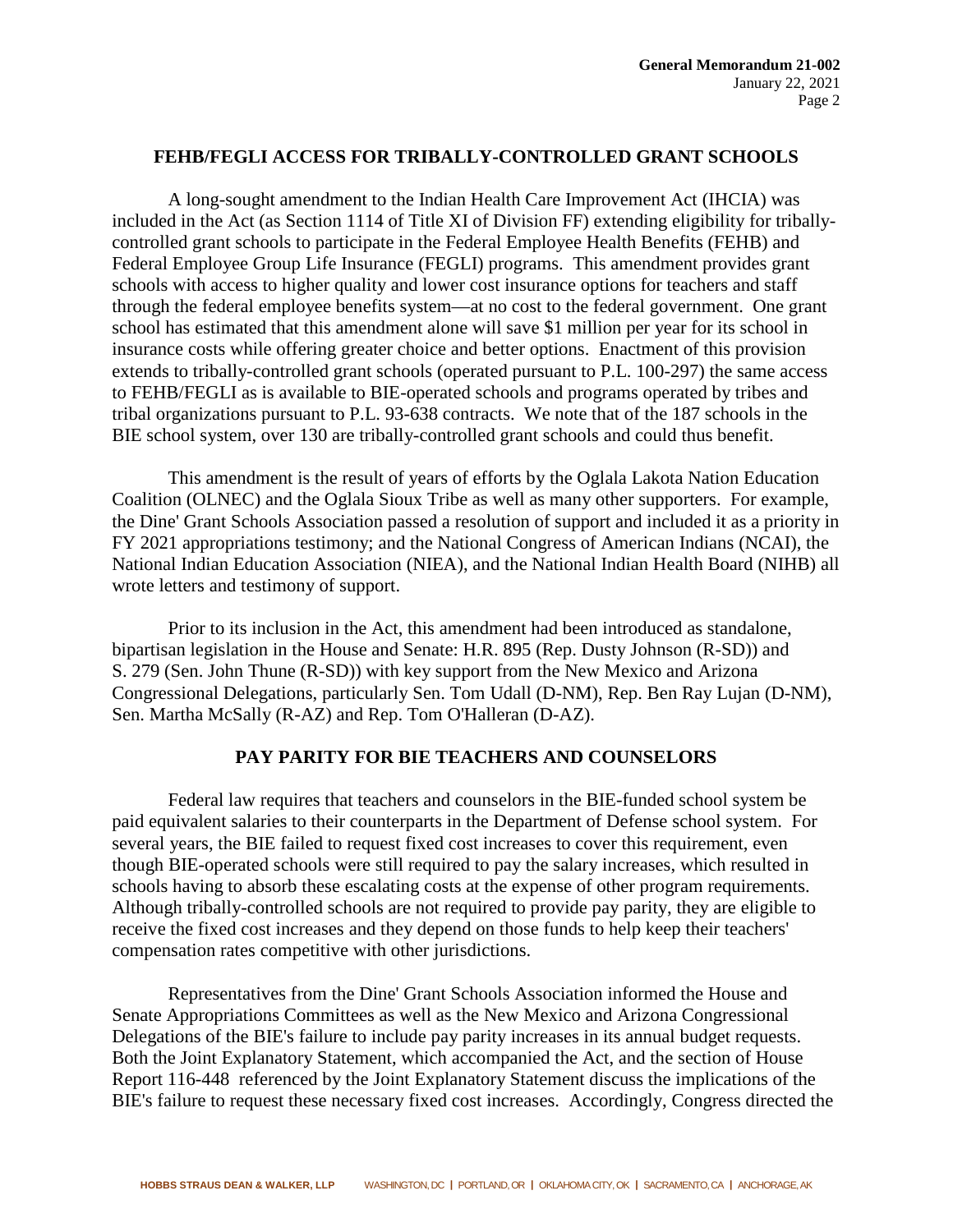## FEHB/FEGLI ACCESS FOR TRIBALLY-CONTROLLED GRANT SCHOOLS

A long-sought amendment to the Indian Health Care Improvement Act (IHCIA) was included in the Act (as Section 1114 of Title XI of Division FF) extending eligibility for tribally-controlled grant schools to participate in the Federal Employee Health Benefits (FEHB) and Federal Employee Group Life Insurance (FEGLI) programs. This amendment provides grant schools with access to higher quality and lower cost insurance options for teachers and staff through the federal employee benefits system—at no cost to the federal government. One grant school has estimated that this amendment alone will save $1 million per year for its school in insurance costs while offering greater choice and better options. Enactment of this provision extends to tribally-controlled grant schools (operated pursuant to P.L. 100-297) the same access to FEHB/FEGLI as is available to BIE-operated schools and programs operated by tribes and tribal organizations pursuant to P.L. 93-638 contracts. We note that of the 187 schools in the BIE school system, over 130 are tribally-controlled grant schools and could thus benefit.

This amendment is the result of years of efforts by the Oglala Lakota Nation Education Coalition (OLNEC) and the Oglala Sioux Tribe as well as many other supporters. For example, the Dine' Grant Schools Association passed a resolution of support and included it as a priority in FY 2021 appropriations testimony; and the National Congress of American Indians (NCAI), the National Indian Education Association (NIEA), and the National Indian Health Board (NIHB) all wrote letters and testimony of support.

Prior to its inclusion in the Act, this amendment had been introduced as standalone, bipartisan legislation in the House and Senate: H.R. 895 (Rep. Dusty Johnson (R-SD)) and S. 279 (Sen. John Thune (R-SD)) with key support from the New Mexico and Arizona Congressional Delegations, particularly Sen. Tom Udall (D-NM), Rep. Ben Ray Lujan (D-NM), Sen. Martha McSally (R-AZ) and Rep. Tom O'Halleran (D-AZ).

## PAY PARITY FOR BIE TEACHERS AND COUNSELORS

Federal law requires that teachers and counselors in the BIE-funded school system be paid equivalent salaries to their counterparts in the Department of Defense school system. For several years, the BIE failed to request fixed cost increases to cover this requirement, even though BIE-operated schools were still required to pay the salary increases, which resulted in schools having to absorb these escalating costs at the expense of other program requirements. Although tribally-controlled schools are not required to provide pay parity, they are eligible to receive the fixed cost increases and they depend on those funds to help keep their teachers' compensation rates competitive with other jurisdictions.

Representatives from the Dine' Grant Schools Association informed the House and Senate Appropriations Committees as well as the New Mexico and Arizona Congressional Delegations of the BIE's failure to include pay parity increases in its annual budget requests. Both the Joint Explanatory Statement, which accompanied the Act, and the section of House Report 116-448 referenced by the Joint Explanatory Statement discuss the implications of the BIE's failure to request these necessary fixed cost increases. Accordingly, Congress directed the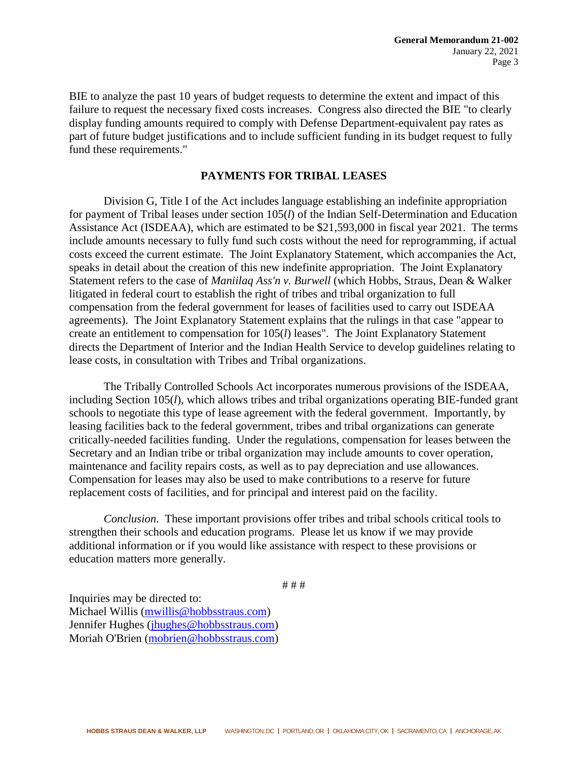BIE to analyze the past 10 years of budget requests to determine the extent and impact of this failure to request the necessary fixed costs increases. Congress also directed the BIE "to clearly display funding amounts required to comply with Defense Department-equivalent pay rates as part of future budget justifications and to include sufficient funding in its budget request to fully fund these requirements."

## PAYMENTS FOR TRIBAL LEASES

Division G, Title I of the Act includes language establishing an indefinite appropriation for payment of Tribal leases under section 105(*l*) of the Indian Self-Determination and Education Assistance Act (ISDEAA), which are estimated to be $21,593,000 in fiscal year 2021. The terms include amounts necessary to fully fund such costs without the need for reprogramming, if actual costs exceed the current estimate. The Joint Explanatory Statement, which accompanies the Act, speaks in detail about the creation of this new indefinite appropriation. The Joint Explanatory Statement refers to the case of *Maniilaq Ass'n v. Burwell* (which Hobbs, Straus, Dean & Walker litigated in federal court to establish the right of tribes and tribal organization to full compensation from the federal government for leases of facilities used to carry out ISDEAA agreements). The Joint Explanatory Statement explains that the rulings in that case "appear to create an entitlement to compensation for 105(*l*) leases". The Joint Explanatory Statement directs the Department of Interior and the Indian Health Service to develop guidelines relating to lease costs, in consultation with Tribes and Tribal organizations.

The Tribally Controlled Schools Act incorporates numerous provisions of the ISDEAA, including Section 105(*l*), which allows tribes and tribal organizations operating BIE-funded grant schools to negotiate this type of lease agreement with the federal government. Importantly, by leasing facilities back to the federal government, tribes and tribal organizations can generate critically-needed facilities funding. Under the regulations, compensation for leases between the Secretary and an Indian tribe or tribal organization may include amounts to cover operation, maintenance and facility repairs costs, as well as to pay depreciation and use allowances. Compensation for leases may also be used to make contributions to a reserve for future replacement costs of facilities, and for principal and interest paid on the facility.

*Conclusion*. These important provisions offer tribes and tribal schools critical tools to strengthen their schools and education programs. Please let us know if we may provide additional information or if you would like assistance with respect to these provisions or education matters more generally.

# # #

Inquiries may be directed to:
Michael Willis (mwillis@hobbsstraus.com)
Jennifer Hughes (jhughes@hobbsstraus.com)
Moriah O'Brien (mobrien@hobbsstraus.com)